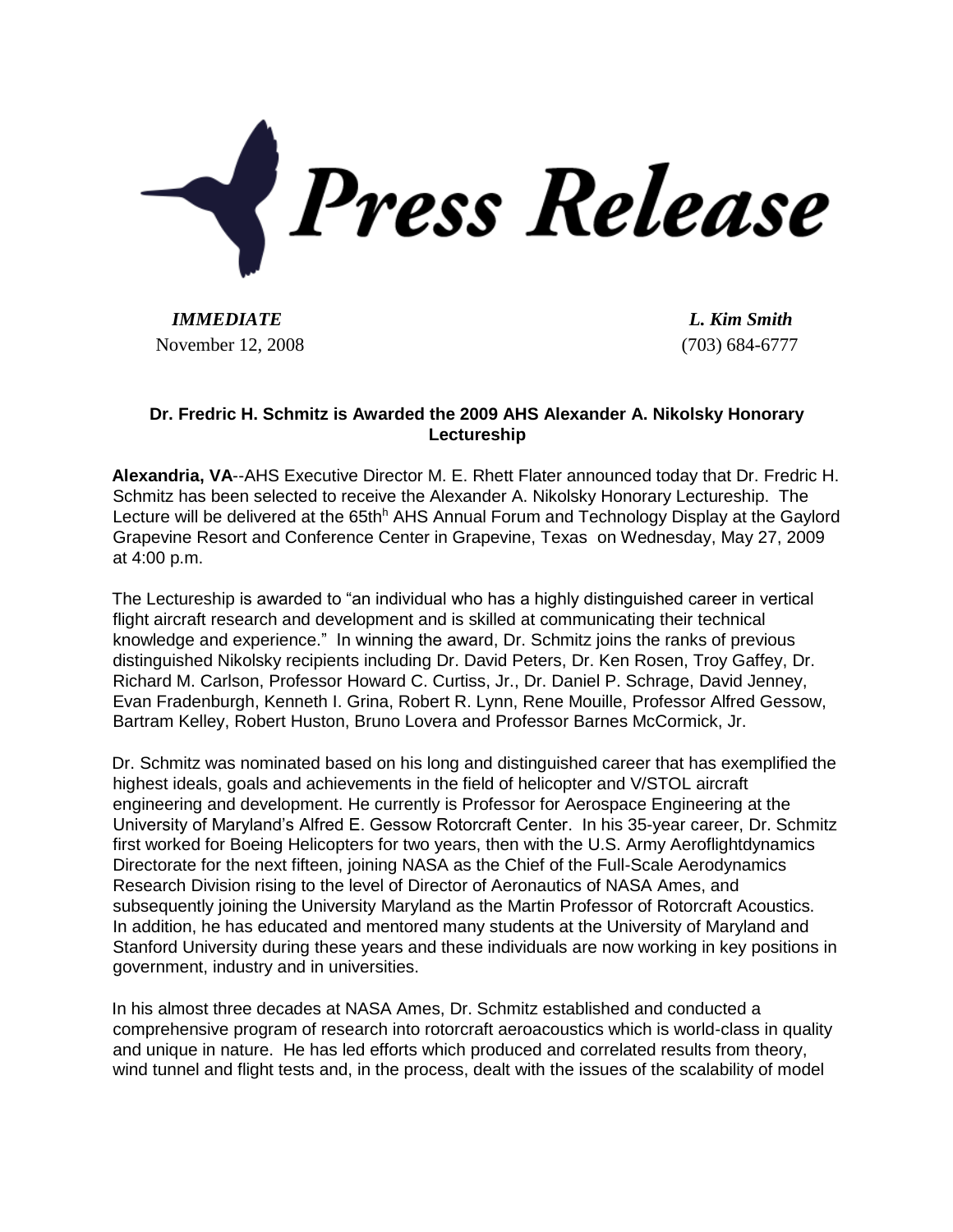# Press Release

*IMMEDIATE*
November 12, 2008

*L. Kim Smith*
(703) 684-6777

**Dr. Fredric H. Schmitz is Awarded the 2009 AHS Alexander A. Nikolsky Honorary Lectureship**

**Alexandria, VA**--AHS Executive Director M. E. Rhett Flater announced today that Dr. Fredric H. Schmitz has been selected to receive the Alexander A. Nikolsky Honorary Lectureship. The Lecture will be delivered at the 65th[h] AHS Annual Forum and Technology Display at the Gaylord Grapevine Resort and Conference Center in Grapevine, Texas on Wednesday, May 27, 2009 at 4:00 p.m.

The Lectureship is awarded to "an individual who has a highly distinguished career in vertical flight aircraft research and development and is skilled at communicating their technical knowledge and experience." In winning the award, Dr. Schmitz joins the ranks of previous distinguished Nikolsky recipients including Dr. David Peters, Dr. Ken Rosen, Troy Gaffey, Dr. Richard M. Carlson, Professor Howard C. Curtiss, Jr., Dr. Daniel P. Schrage, David Jenney, Evan Fradenburgh, Kenneth I. Grina, Robert R. Lynn, Rene Mouille, Professor Alfred Gessow, Bartram Kelley, Robert Huston, Bruno Lovera and Professor Barnes McCormick, Jr.

Dr. Schmitz was nominated based on his long and distinguished career that has exemplified the highest ideals, goals and achievements in the field of helicopter and V/STOL aircraft engineering and development. He currently is Professor for Aerospace Engineering at the University of Maryland's Alfred E. Gessow Rotorcraft Center. In his 35-year career, Dr. Schmitz first worked for Boeing Helicopters for two years, then with the U.S. Army Aeroflightdynamics Directorate for the next fifteen, joining NASA as the Chief of the Full-Scale Aerodynamics Research Division rising to the level of Director of Aeronautics of NASA Ames, and subsequently joining the University Maryland as the Martin Professor of Rotorcraft Acoustics. In addition, he has educated and mentored many students at the University of Maryland and Stanford University during these years and these individuals are now working in key positions in government, industry and in universities.

In his almost three decades at NASA Ames, Dr. Schmitz established and conducted a comprehensive program of research into rotorcraft aeroacoustics which is world-class in quality and unique in nature. He has led efforts which produced and correlated results from theory, wind tunnel and flight tests and, in the process, dealt with the issues of the scalability of model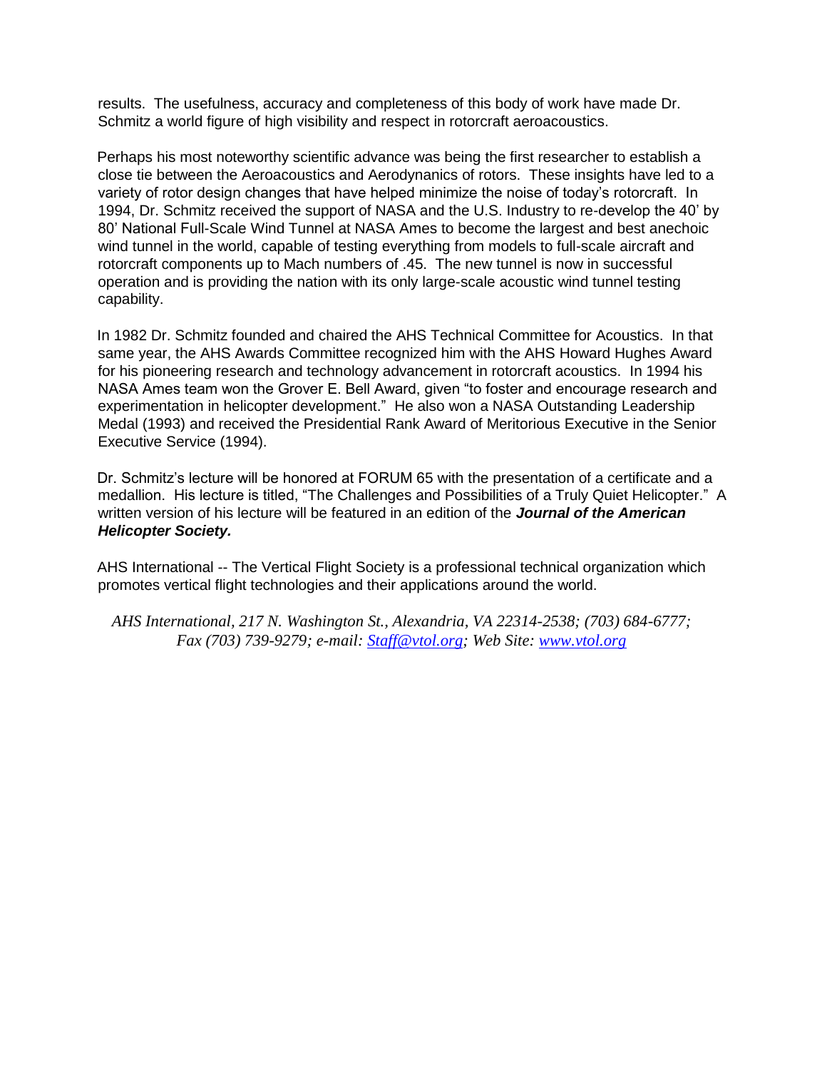results. The usefulness, accuracy and completeness of this body of work have made Dr. Schmitz a world figure of high visibility and respect in rotorcraft aeroacoustics.

Perhaps his most noteworthy scientific advance was being the first researcher to establish a close tie between the Aeroacoustics and Aerodynanics of rotors. These insights have led to a variety of rotor design changes that have helped minimize the noise of today's rotorcraft. In 1994, Dr. Schmitz received the support of NASA and the U.S. Industry to re-develop the 40' by 80' National Full-Scale Wind Tunnel at NASA Ames to become the largest and best anechoic wind tunnel in the world, capable of testing everything from models to full-scale aircraft and rotorcraft components up to Mach numbers of .45. The new tunnel is now in successful operation and is providing the nation with its only large-scale acoustic wind tunnel testing capability.

In 1982 Dr. Schmitz founded and chaired the AHS Technical Committee for Acoustics. In that same year, the AHS Awards Committee recognized him with the AHS Howard Hughes Award for his pioneering research and technology advancement in rotorcraft acoustics. In 1994 his NASA Ames team won the Grover E. Bell Award, given "to foster and encourage research and experimentation in helicopter development." He also won a NASA Outstanding Leadership Medal (1993) and received the Presidential Rank Award of Meritorious Executive in the Senior Executive Service (1994).

Dr. Schmitz's lecture will be honored at FORUM 65 with the presentation of a certificate and a medallion. His lecture is titled, "The Challenges and Possibilities of a Truly Quiet Helicopter." A written version of his lecture will be featured in an edition of the ***Journal of the American Helicopter Society.***

AHS International -- The Vertical Flight Society is a professional technical organization which promotes vertical flight technologies and their applications around the world.

*AHS International, 217 N. Washington St., Alexandria, VA 22314-2538; (703) 684-6777; Fax (703) 739-9279; e-mail: Staff@vtol.org; Web Site: www.vtol.org*